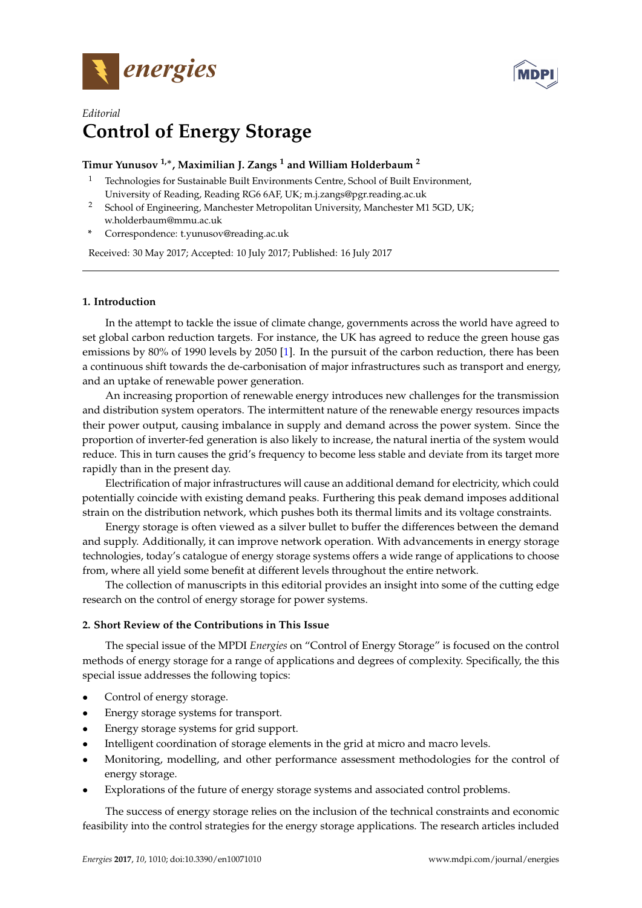*Editorial*

# Control of Energy Storage

**Timur Yunusov [1,*], Maximilian J. Zangs [1] and William Holderbaum [2]**

[1] Technologies for Sustainable Built Environments Centre, School of Built Environment, University of Reading, Reading RG6 6AF, UK; m.j.zangs@pgr.reading.ac.uk

[2] School of Engineering, Manchester Metropolitan University, Manchester M1 5GD, UK; w.holderbaum@mmu.ac.uk

\* Correspondence: t.yunusov@reading.ac.uk

Received: 30 May 2017; Accepted: 10 July 2017; Published: 16 July 2017

---

## 1. Introduction

In the attempt to tackle the issue of climate change, governments across the world have agreed to set global carbon reduction targets. For instance, the UK has agreed to reduce the green house gas emissions by 80% of 1990 levels by 2050 [1]. In the pursuit of the carbon reduction, there has been a continuous shift towards the de-carbonisation of major infrastructures such as transport and energy, and an uptake of renewable power generation.

An increasing proportion of renewable energy introduces new challenges for the transmission and distribution system operators. The intermittent nature of the renewable energy resources impacts their power output, causing imbalance in supply and demand across the power system. Since the proportion of inverter-fed generation is also likely to increase, the natural inertia of the system would reduce. This in turn causes the grid's frequency to become less stable and deviate from its target more rapidly than in the present day.

Electrification of major infrastructures will cause an additional demand for electricity, which could potentially coincide with existing demand peaks. Furthering this peak demand imposes additional strain on the distribution network, which pushes both its thermal limits and its voltage constraints.

Energy storage is often viewed as a silver bullet to buffer the differences between the demand and supply. Additionally, it can improve network operation. With advancements in energy storage technologies, today's catalogue of energy storage systems offers a wide range of applications to choose from, where all yield some benefit at different levels throughout the entire network.

The collection of manuscripts in this editorial provides an insight into some of the cutting edge research on the control of energy storage for power systems.

## 2. Short Review of the Contributions in This Issue

The special issue of the MPDI *Energies* on "Control of Energy Storage" is focused on the control methods of energy storage for a range of applications and degrees of complexity. Specifically, the this special issue addresses the following topics:

- Control of energy storage.
- Energy storage systems for transport.
- Energy storage systems for grid support.
- Intelligent coordination of storage elements in the grid at micro and macro levels.
- Monitoring, modelling, and other performance assessment methodologies for the control of energy storage.
- Explorations of the future of energy storage systems and associated control problems.

The success of energy storage relies on the inclusion of the technical constraints and economic feasibility into the control strategies for the energy storage applications. The research articles included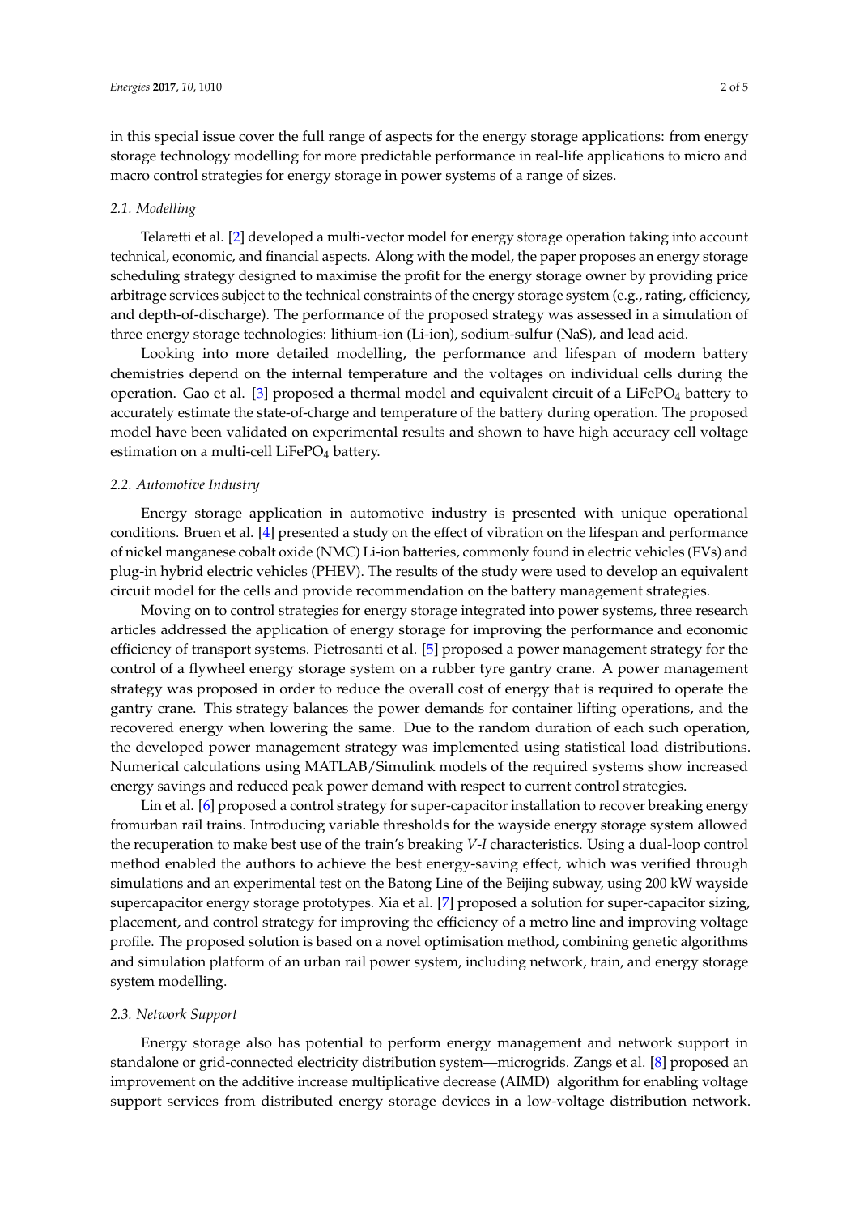in this special issue cover the full range of aspects for the energy storage applications: from energy storage technology modelling for more predictable performance in real-life applications to micro and macro control strategies for energy storage in power systems of a range of sizes.

### *2.1. Modelling*

Telaretti et al. [2] developed a multi-vector model for energy storage operation taking into account technical, economic, and financial aspects. Along with the model, the paper proposes an energy storage scheduling strategy designed to maximise the profit for the energy storage owner by providing price arbitrage services subject to the technical constraints of the energy storage system (e.g., rating, efficiency, and depth-of-discharge). The performance of the proposed strategy was assessed in a simulation of three energy storage technologies: lithium-ion (Li-ion), sodium-sulfur (NaS), and lead acid.

Looking into more detailed modelling, the performance and lifespan of modern battery chemistries depend on the internal temperature and the voltages on individual cells during the operation. Gao et al. [3] proposed a thermal model and equivalent circuit of a $LiFePO_4$ battery to accurately estimate the state-of-charge and temperature of the battery during operation. The proposed model have been validated on experimental results and shown to have high accuracy cell voltage estimation on a multi-cell $LiFePO_4$ battery.

### *2.2. Automotive Industry*

Energy storage application in automotive industry is presented with unique operational conditions. Bruen et al. [4] presented a study on the effect of vibration on the lifespan and performance of nickel manganese cobalt oxide (NMC) Li-ion batteries, commonly found in electric vehicles (EVs) and plug-in hybrid electric vehicles (PHEV). The results of the study were used to develop an equivalent circuit model for the cells and provide recommendation on the battery management strategies.

Moving on to control strategies for energy storage integrated into power systems, three research articles addressed the application of energy storage for improving the performance and economic efficiency of transport systems. Pietrosanti et al. [5] proposed a power management strategy for the control of a flywheel energy storage system on a rubber tyre gantry crane. A power management strategy was proposed in order to reduce the overall cost of energy that is required to operate the gantry crane. This strategy balances the power demands for container lifting operations, and the recovered energy when lowering the same. Due to the random duration of each such operation, the developed power management strategy was implemented using statistical load distributions. Numerical calculations using MATLAB/Simulink models of the required systems show increased energy savings and reduced peak power demand with respect to current control strategies.

Lin et al. [6] proposed a control strategy for super-capacitor installation to recover breaking energy fromurban rail trains. Introducing variable thresholds for the wayside energy storage system allowed the recuperation to make best use of the train's breaking *V-I* characteristics. Using a dual-loop control method enabled the authors to achieve the best energy-saving effect, which was verified through simulations and an experimental test on the Batong Line of the Beijing subway, using 200 kW wayside supercapacitor energy storage prototypes. Xia et al. [7] proposed a solution for super-capacitor sizing, placement, and control strategy for improving the efficiency of a metro line and improving voltage profile. The proposed solution is based on a novel optimisation method, combining genetic algorithms and simulation platform of an urban rail power system, including network, train, and energy storage system modelling.

### *2.3. Network Support*

Energy storage also has potential to perform energy management and network support in standalone or grid-connected electricity distribution system—microgrids. Zangs et al. [8] proposed an improvement on the additive increase multiplicative decrease (AIMD) algorithm for enabling voltage support services from distributed energy storage devices in a low-voltage distribution network.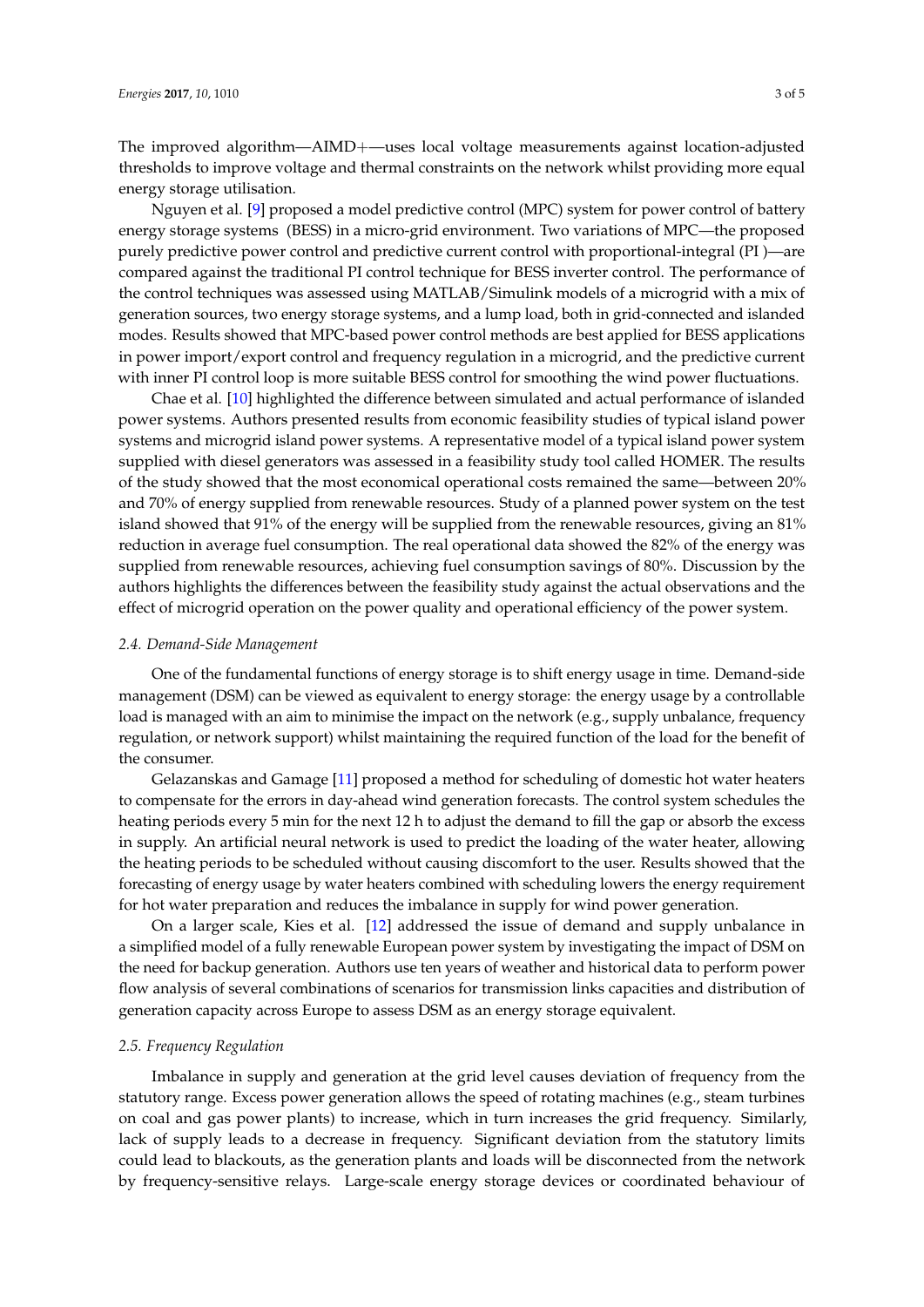The improved algorithm—AIMD+—uses local voltage measurements against location-adjusted thresholds to improve voltage and thermal constraints on the network whilst providing more equal energy storage utilisation.

Nguyen et al. [9] proposed a model predictive control (MPC) system for power control of battery energy storage systems (BESS) in a micro-grid environment. Two variations of MPC—the proposed purely predictive power control and predictive current control with proportional-integral (PI )—are compared against the traditional PI control technique for BESS inverter control. The performance of the control techniques was assessed using MATLAB/Simulink models of a microgrid with a mix of generation sources, two energy storage systems, and a lump load, both in grid-connected and islanded modes. Results showed that MPC-based power control methods are best applied for BESS applications in power import/export control and frequency regulation in a microgrid, and the predictive current with inner PI control loop is more suitable BESS control for smoothing the wind power fluctuations.

Chae et al. [10] highlighted the difference between simulated and actual performance of islanded power systems. Authors presented results from economic feasibility studies of typical island power systems and microgrid island power systems. A representative model of a typical island power system supplied with diesel generators was assessed in a feasibility study tool called HOMER. The results of the study showed that the most economical operational costs remained the same—between 20% and 70% of energy supplied from renewable resources. Study of a planned power system on the test island showed that 91% of the energy will be supplied from the renewable resources, giving an 81% reduction in average fuel consumption. The real operational data showed the 82% of the energy was supplied from renewable resources, achieving fuel consumption savings of 80%. Discussion by the authors highlights the differences between the feasibility study against the actual observations and the effect of microgrid operation on the power quality and operational efficiency of the power system.

### *2.4. Demand-Side Management*

One of the fundamental functions of energy storage is to shift energy usage in time. Demand-side management (DSM) can be viewed as equivalent to energy storage: the energy usage by a controllable load is managed with an aim to minimise the impact on the network (e.g., supply unbalance, frequency regulation, or network support) whilst maintaining the required function of the load for the benefit of the consumer.

Gelazanskas and Gamage [11] proposed a method for scheduling of domestic hot water heaters to compensate for the errors in day-ahead wind generation forecasts. The control system schedules the heating periods every 5 min for the next 12 h to adjust the demand to fill the gap or absorb the excess in supply. An artificial neural network is used to predict the loading of the water heater, allowing the heating periods to be scheduled without causing discomfort to the user. Results showed that the forecasting of energy usage by water heaters combined with scheduling lowers the energy requirement for hot water preparation and reduces the imbalance in supply for wind power generation.

On a larger scale, Kies et al. [12] addressed the issue of demand and supply unbalance in a simplified model of a fully renewable European power system by investigating the impact of DSM on the need for backup generation. Authors use ten years of weather and historical data to perform power flow analysis of several combinations of scenarios for transmission links capacities and distribution of generation capacity across Europe to assess DSM as an energy storage equivalent.

### *2.5. Frequency Regulation*

Imbalance in supply and generation at the grid level causes deviation of frequency from the statutory range. Excess power generation allows the speed of rotating machines (e.g., steam turbines on coal and gas power plants) to increase, which in turn increases the grid frequency. Similarly, lack of supply leads to a decrease in frequency. Significant deviation from the statutory limits could lead to blackouts, as the generation plants and loads will be disconnected from the network by frequency-sensitive relays. Large-scale energy storage devices or coordinated behaviour of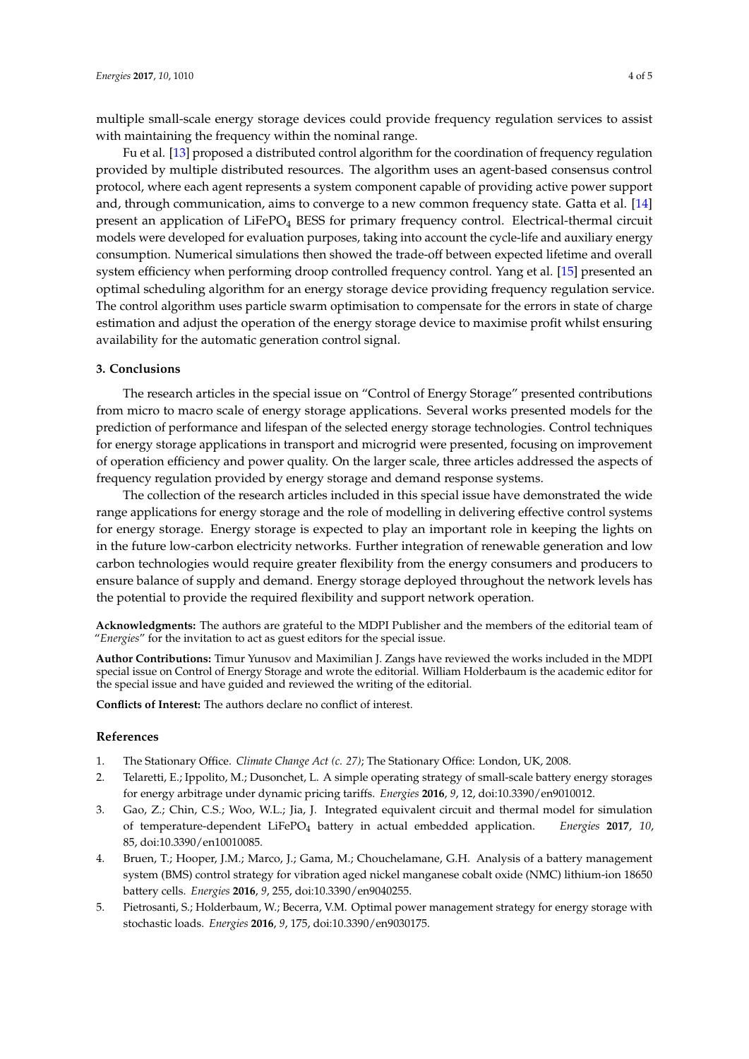multiple small-scale energy storage devices could provide frequency regulation services to assist with maintaining the frequency within the nominal range.

Fu et al. [13] proposed a distributed control algorithm for the coordination of frequency regulation provided by multiple distributed resources. The algorithm uses an agent-based consensus control protocol, where each agent represents a system component capable of providing active power support and, through communication, aims to converge to a new common frequency state. Gatta et al. [14] present an application of $LiFePO_4$ BESS for primary frequency control. Electrical-thermal circuit models were developed for evaluation purposes, taking into account the cycle-life and auxiliary energy consumption. Numerical simulations then showed the trade-off between expected lifetime and overall system efficiency when performing droop controlled frequency control. Yang et al. [15] presented an optimal scheduling algorithm for an energy storage device providing frequency regulation service. The control algorithm uses particle swarm optimisation to compensate for the errors in state of charge estimation and adjust the operation of the energy storage device to maximise profit whilst ensuring availability for the automatic generation control signal.

### 3. Conclusions

The research articles in the special issue on "Control of Energy Storage" presented contributions from micro to macro scale of energy storage applications. Several works presented models for the prediction of performance and lifespan of the selected energy storage technologies. Control techniques for energy storage applications in transport and microgrid were presented, focusing on improvement of operation efficiency and power quality. On the larger scale, three articles addressed the aspects of frequency regulation provided by energy storage and demand response systems.

The collection of the research articles included in this special issue have demonstrated the wide range applications for energy storage and the role of modelling in delivering effective control systems for energy storage. Energy storage is expected to play an important role in keeping the lights on in the future low-carbon electricity networks. Further integration of renewable generation and low carbon technologies would require greater flexibility from the energy consumers and producers to ensure balance of supply and demand. Energy storage deployed throughout the network levels has the potential to provide the required flexibility and support network operation.

**Acknowledgments:** The authors are grateful to the MDPI Publisher and the members of the editorial team of "*Energies*" for the invitation to act as guest editors for the special issue.

**Author Contributions:** Timur Yunusov and Maximilian J. Zangs have reviewed the works included in the MDPI special issue on Control of Energy Storage and wrote the editorial. William Holderbaum is the academic editor for the special issue and have guided and reviewed the writing of the editorial.

**Conflicts of Interest:** The authors declare no conflict of interest.

### References

1. The Stationary Office. *Climate Change Act (c. 27)*; The Stationary Office: London, UK, 2008.
2. Telaretti, E.; Ippolito, M.; Dusonchet, L. A simple operating strategy of small-scale battery energy storages for energy arbitrage under dynamic pricing tariffs. *Energies* **2016**, *9*, 12, doi:10.3390/en9010012.
3. Gao, Z.; Chin, C.S.; Woo, W.L.; Jia, J. Integrated equivalent circuit and thermal model for simulation of temperature-dependent $LiFePO_4$ battery in actual embedded application. *Energies* **2017**, *10*, 85, doi:10.3390/en10010085.
4. Bruen, T.; Hooper, J.M.; Marco, J.; Gama, M.; Chouchelamane, G.H. Analysis of a battery management system (BMS) control strategy for vibration aged nickel manganese cobalt oxide (NMC) lithium-ion 18650 battery cells. *Energies* **2016**, *9*, 255, doi:10.3390/en9040255.
5. Pietrosanti, S.; Holderbaum, W.; Becerra, V.M. Optimal power management strategy for energy storage with stochastic loads. *Energies* **2016**, *9*, 175, doi:10.3390/en9030175.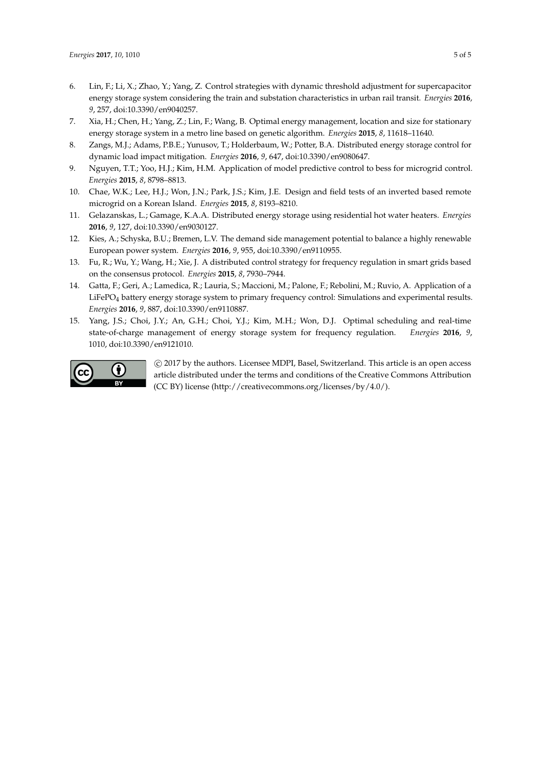6. Lin, F.; Li, X.; Zhao, Y.; Yang, Z. Control strategies with dynamic threshold adjustment for supercapacitor energy storage system considering the train and substation characteristics in urban rail transit. *Energies* **2016**, *9*, 257, doi:10.3390/en9040257.
7. Xia, H.; Chen, H.; Yang, Z.; Lin, F.; Wang, B. Optimal energy management, location and size for stationary energy storage system in a metro line based on genetic algorithm. *Energies* **2015**, *8*, 11618–11640.
8. Zangs, M.J.; Adams, P.B.E.; Yunusov, T.; Holderbaum, W.; Potter, B.A. Distributed energy storage control for dynamic load impact mitigation. *Energies* **2016**, *9*, 647, doi:10.3390/en9080647.
9. Nguyen, T.T.; Yoo, H.J.; Kim, H.M. Application of model predictive control to bess for microgrid control. *Energies* **2015**, *8*, 8798–8813.
10. Chae, W.K.; Lee, H.J.; Won, J.N.; Park, J.S.; Kim, J.E. Design and field tests of an inverted based remote microgrid on a Korean Island. *Energies* **2015**, *8*, 8193–8210.
11. Gelazanskas, L.; Gamage, K.A.A. Distributed energy storage using residential hot water heaters. *Energies* **2016**, *9*, 127, doi:10.3390/en9030127.
12. Kies, A.; Schyska, B.U.; Bremen, L.V. The demand side management potential to balance a highly renewable European power system. *Energies* **2016**, *9*, 955, doi:10.3390/en9110955.
13. Fu, R.; Wu, Y.; Wang, H.; Xie, J. A distributed control strategy for frequency regulation in smart grids based on the consensus protocol. *Energies* **2015**, *8*, 7930–7944.
14. Gatta, F.; Geri, A.; Lamedica, R.; Lauria, S.; Maccioni, M.; Palone, F.; Rebolini, M.; Ruvio, A. Application of a $LiFePO_4$ battery energy storage system to primary frequency control: Simulations and experimental results. *Energies* **2016**, *9*, 887, doi:10.3390/en9110887.
15. Yang, J.S.; Choi, J.Y.; An, G.H.; Choi, Y.J.; Kim, M.H.; Won, D.J. Optimal scheduling and real-time state-of-charge management of energy storage system for frequency regulation. *Energies* **2016**, *9*, 1010, doi:10.3390/en9121010.

© 2017 by the authors. Licensee MDPI, Basel, Switzerland. This article is an open access article distributed under the terms and conditions of the Creative Commons Attribution (CC BY) license (http://creativecommons.org/licenses/by/4.0/).